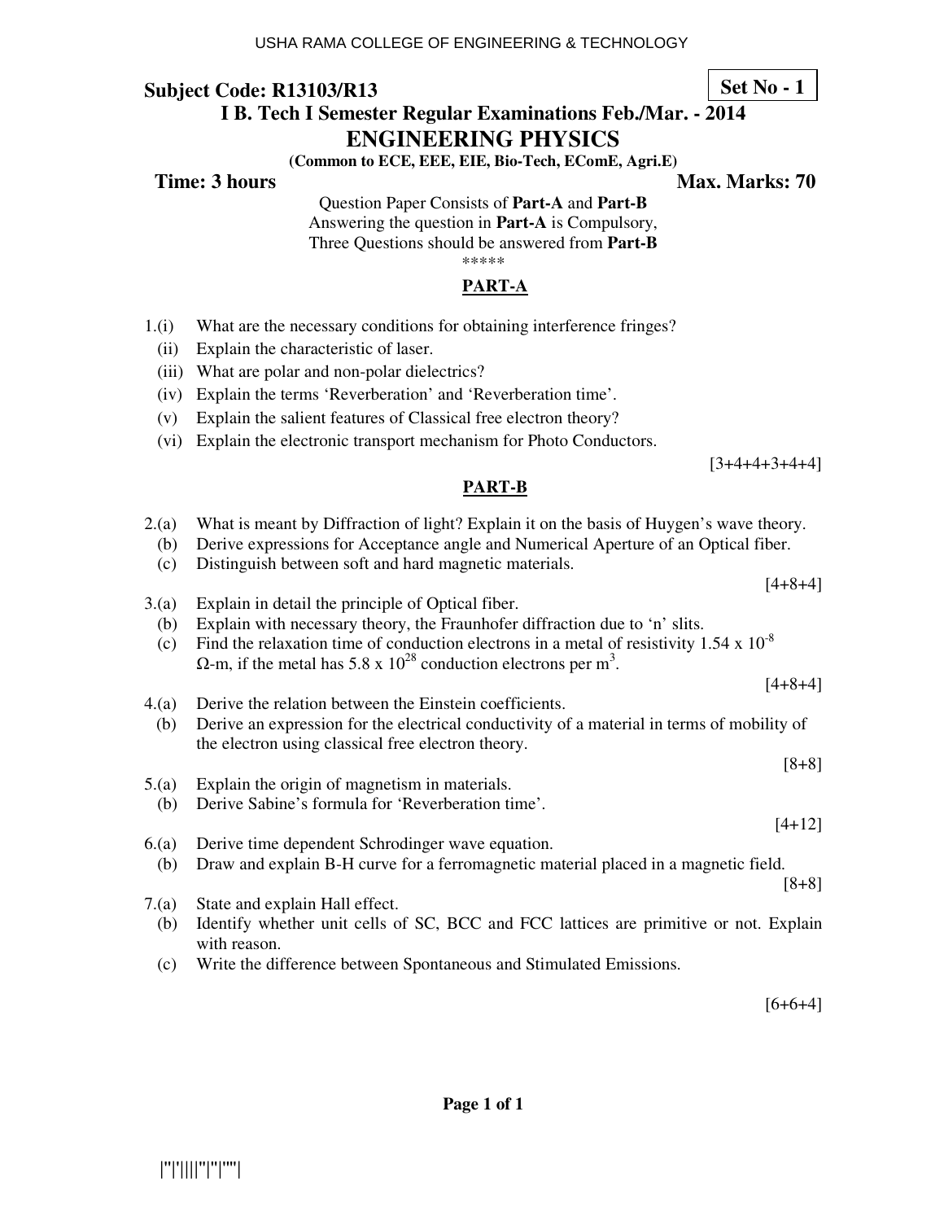**Subject Code: R13103/R13** **Set No - 1**

**I B. Tech I Semester Regular Examinations Feb./Mar. - 2014**

# ENGINEERING PHYSICS

**(Common to ECE, EEE, EIE, Bio-Tech, EComE, Agri.E)**

**Time: 3 hours** **Max. Marks: 70**

Question Paper Consists of **Part-A** and **Part-B**
Answering the question in **Part-A** is Compulsory,
Three Questions should be answered from **Part-B**

*****

## PART-A

1.(i) What are the necessary conditions for obtaining interference fringes?
(ii) Explain the characteristic of laser.
(iii) What are polar and non-polar dielectrics?
(iv) Explain the terms 'Reverberation' and 'Reverberation time'.
(v) Explain the salient features of Classical free electron theory?
(vi) Explain the electronic transport mechanism for Photo Conductors.

[3+4+4+3+4+4]

## PART-B

2.(a) What is meant by Diffraction of light? Explain it on the basis of Huygen's wave theory.
(b) Derive expressions for Acceptance angle and Numerical Aperture of an Optical fiber.
(c) Distinguish between soft and hard magnetic materials.

[4+8+4]

3.(a) Explain in detail the principle of Optical fiber.
(b) Explain with necessary theory, the Fraunhofer diffraction due to 'n' slits.
(c) Find the relaxation time of conduction electrons in a metal of resistivity $1.54 \times 10^{-8}$ $\Omega$-m, if the metal has $5.8 \times 10^{28}$ conduction electrons per $m^3$.

[4+8+4]

4.(a) Derive the relation between the Einstein coefficients.
(b) Derive an expression for the electrical conductivity of a material in terms of mobility of the electron using classical free electron theory.

[8+8]

5.(a) Explain the origin of magnetism in materials.
(b) Derive Sabine's formula for 'Reverberation time'.

[4+12]

6.(a) Derive time dependent Schrodinger wave equation.
(b) Draw and explain B-H curve for a ferromagnetic material placed in a magnetic field.

[8+8]

7.(a) State and explain Hall effect.
(b) Identify whether unit cells of SC, BCC and FCC lattices are primitive or not. Explain with reason.
(c) Write the difference between Spontaneous and Stimulated Emissions.

[6+6+4]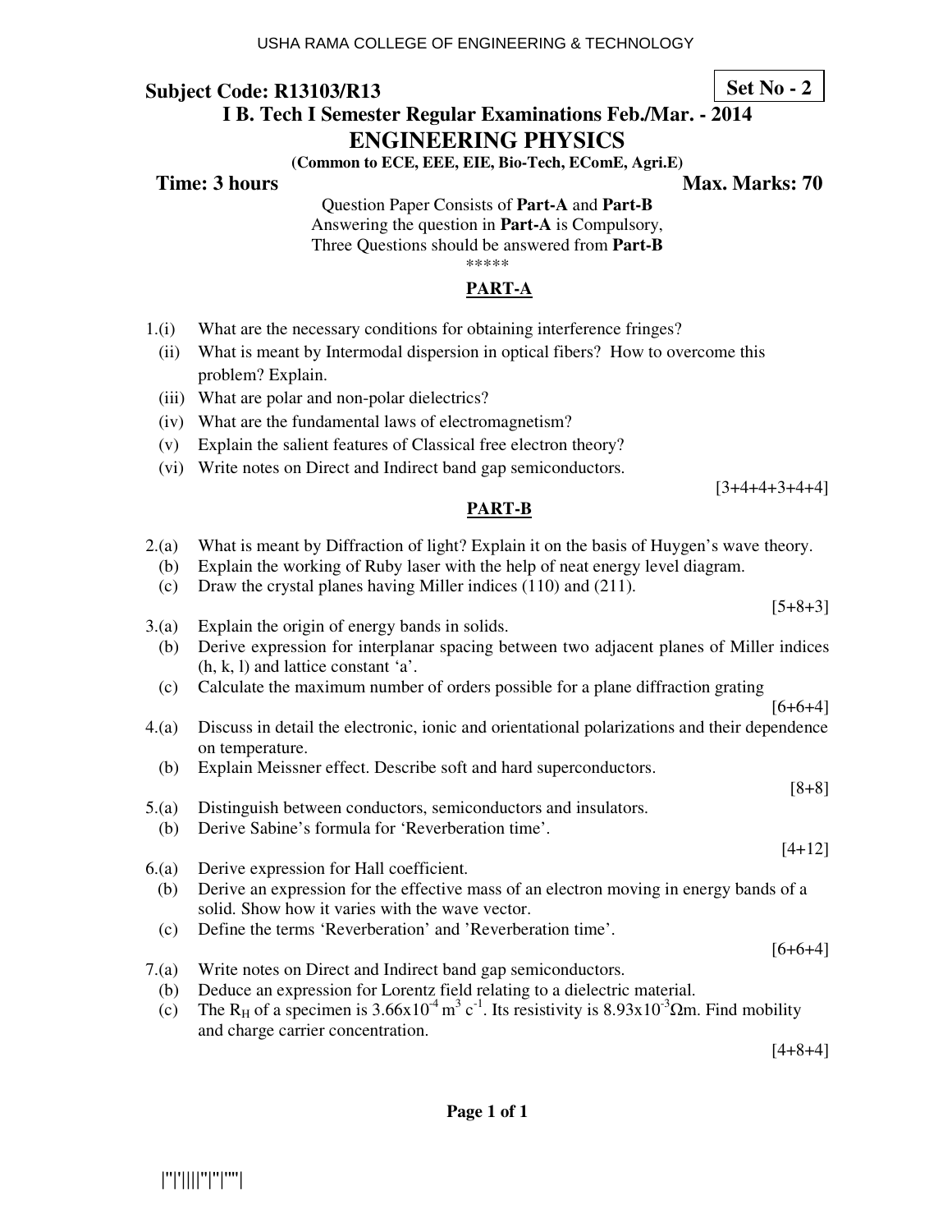USHA RAMA COLLEGE OF ENGINEERING & TECHNOLOGY

**Subject Code: R13103/R13** **Set No - 2**

**I B. Tech I Semester Regular Examinations Feb./Mar. - 2014**

# ENGINEERING PHYSICS

**(Common to ECE, EEE, EIE, Bio-Tech, EComE, Agri.E)**

**Time: 3 hours** **Max. Marks: 70**

Question Paper Consists of **Part-A** and **Part-B**
Answering the question in **Part-A** is Compulsory,
Three Questions should be answered from **Part-B**

*****

## PART-A

1.(i) What are the necessary conditions for obtaining interference fringes?

(ii) What is meant by Intermodal dispersion in optical fibers? How to overcome this problem? Explain.

(iii) What are polar and non-polar dielectrics?

(iv) What are the fundamental laws of electromagnetism?

(v) Explain the salient features of Classical free electron theory?

(vi) Write notes on Direct and Indirect band gap semiconductors.

[3+4+4+3+4+4]

## PART-B

2.(a) What is meant by Diffraction of light? Explain it on the basis of Huygen's wave theory.

(b) Explain the working of Ruby laser with the help of neat energy level diagram.

(c) Draw the crystal planes having Miller indices (110) and (211).

[5+8+3]

3.(a) Explain the origin of energy bands in solids.

(b) Derive expression for interplanar spacing between two adjacent planes of Miller indices (h, k, l) and lattice constant 'a'.

(c) Calculate the maximum number of orders possible for a plane diffraction grating

[6+6+4]

4.(a) Discuss in detail the electronic, ionic and orientational polarizations and their dependence on temperature.

(b) Explain Meissner effect. Describe soft and hard superconductors.

[8+8]

5.(a) Distinguish between conductors, semiconductors and insulators.

(b) Derive Sabine's formula for 'Reverberation time'.

[4+12]

6.(a) Derive expression for Hall coefficient.

(b) Derive an expression for the effective mass of an electron moving in energy bands of a solid. Show how it varies with the wave vector.

(c) Define the terms 'Reverberation' and 'Reverberation time'.

[6+6+4]

7.(a) Write notes on Direct and Indirect band gap semiconductors.

(b) Deduce an expression for Lorentz field relating to a dielectric material.

(c) The $R_H$ of a specimen is $3.66 \times 10^{-4}$ $m^3$ $c^{-1}$. Its resistivity is $8.93 \times 10^{-3}$ Ωm. Find mobility and charge carrier concentration.

[4+8+4]

|''|'||||''|''|''''|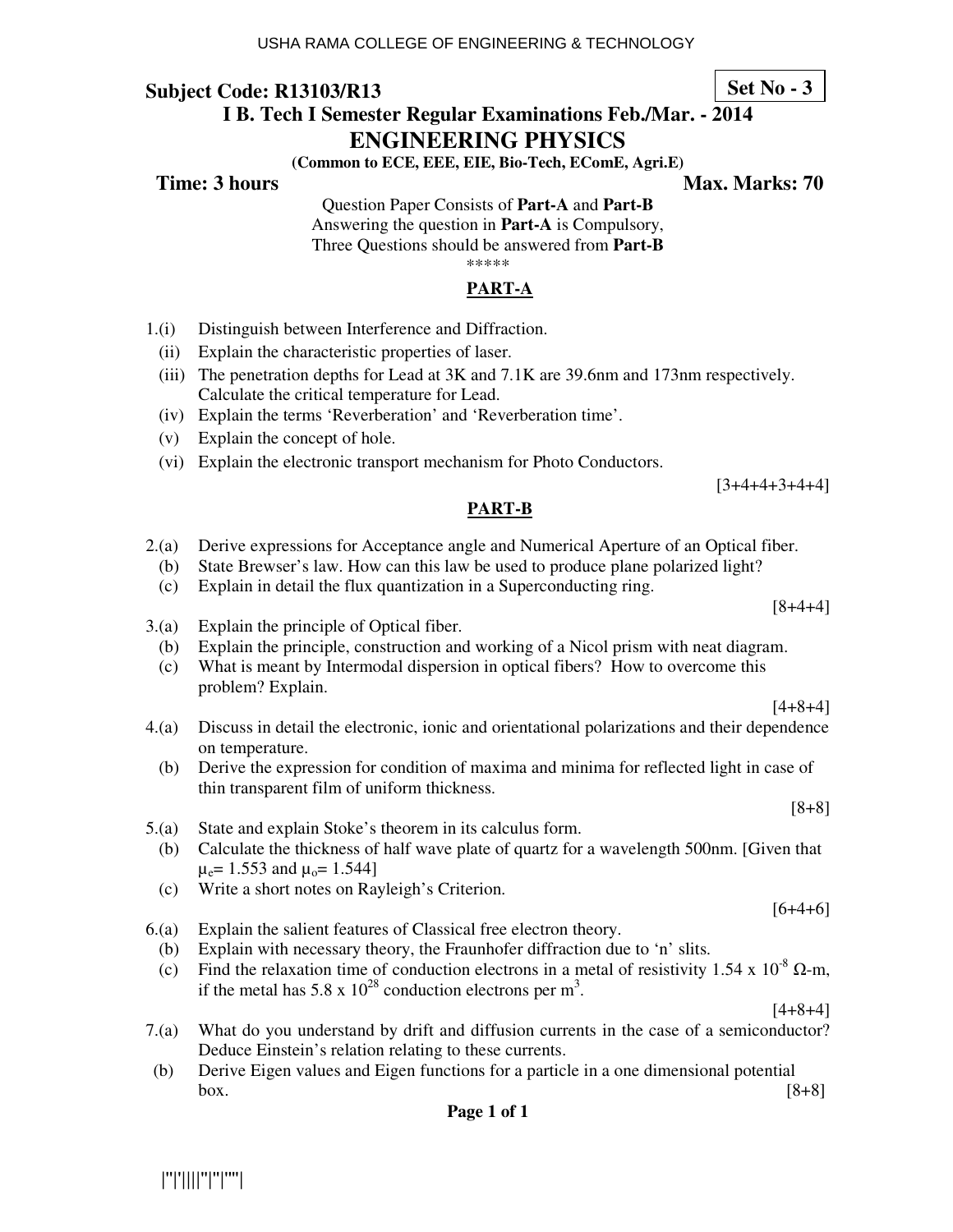**Subject Code: R13103/R13**

**Set No - 3**

**I B. Tech I Semester Regular Examinations Feb./Mar. - 2014**

# ENGINEERING PHYSICS

**(Common to ECE, EEE, EIE, Bio-Tech, EComE, Agri.E)**

**Time: 3 hours** **Max. Marks: 70**

Question Paper Consists of **Part-A** and **Part-B**
Answering the question in **Part-A** is Compulsory,
Three Questions should be answered from **Part-B**

*****

## PART-A

1.(i) Distinguish between Interference and Diffraction.

(ii) Explain the characteristic properties of laser.

(iii) The penetration depths for Lead at 3K and 7.1K are 39.6nm and 173nm respectively. Calculate the critical temperature for Lead.

(iv) Explain the terms 'Reverberation' and 'Reverberation time'.

(v) Explain the concept of hole.

(vi) Explain the electronic transport mechanism for Photo Conductors.

[3+4+4+3+4+4]

## PART-B

2.(a) Derive expressions for Acceptance angle and Numerical Aperture of an Optical fiber.

(b) State Brewser's law. How can this law be used to produce plane polarized light?

(c) Explain in detail the flux quantization in a Superconducting ring.

[8+4+4]

3.(a) Explain the principle of Optical fiber.

(b) Explain the principle, construction and working of a Nicol prism with neat diagram.

(c) What is meant by Intermodal dispersion in optical fibers? How to overcome this problem? Explain.

[4+8+4]

4.(a) Discuss in detail the electronic, ionic and orientational polarizations and their dependence on temperature.

(b) Derive the expression for condition of maxima and minima for reflected light in case of thin transparent film of uniform thickness.

[8+8]

5.(a) State and explain Stoke's theorem in its calculus form.

(b) Calculate the thickness of half wave plate of quartz for a wavelength 500nm. [Given that $\mu_e$= 1.553 and $\mu_o$= 1.544]

(c) Write a short notes on Rayleigh's Criterion.

[6+4+6]

6.(a) Explain the salient features of Classical free electron theory.

(b) Explain with necessary theory, the Fraunhofer diffraction due to 'n' slits.

(c) Find the relaxation time of conduction electrons in a metal of resistivity $1.54 \times 10^{-8}$ Ω-m, if the metal has $5.8 \times 10^{28}$ conduction electrons per $m^3$.

[4+8+4]

7.(a) What do you understand by drift and diffusion currents in the case of a semiconductor? Deduce Einstein's relation relating to these currents.

(b) Derive Eigen values and Eigen functions for a particle in a one dimensional potential box.

[8+8]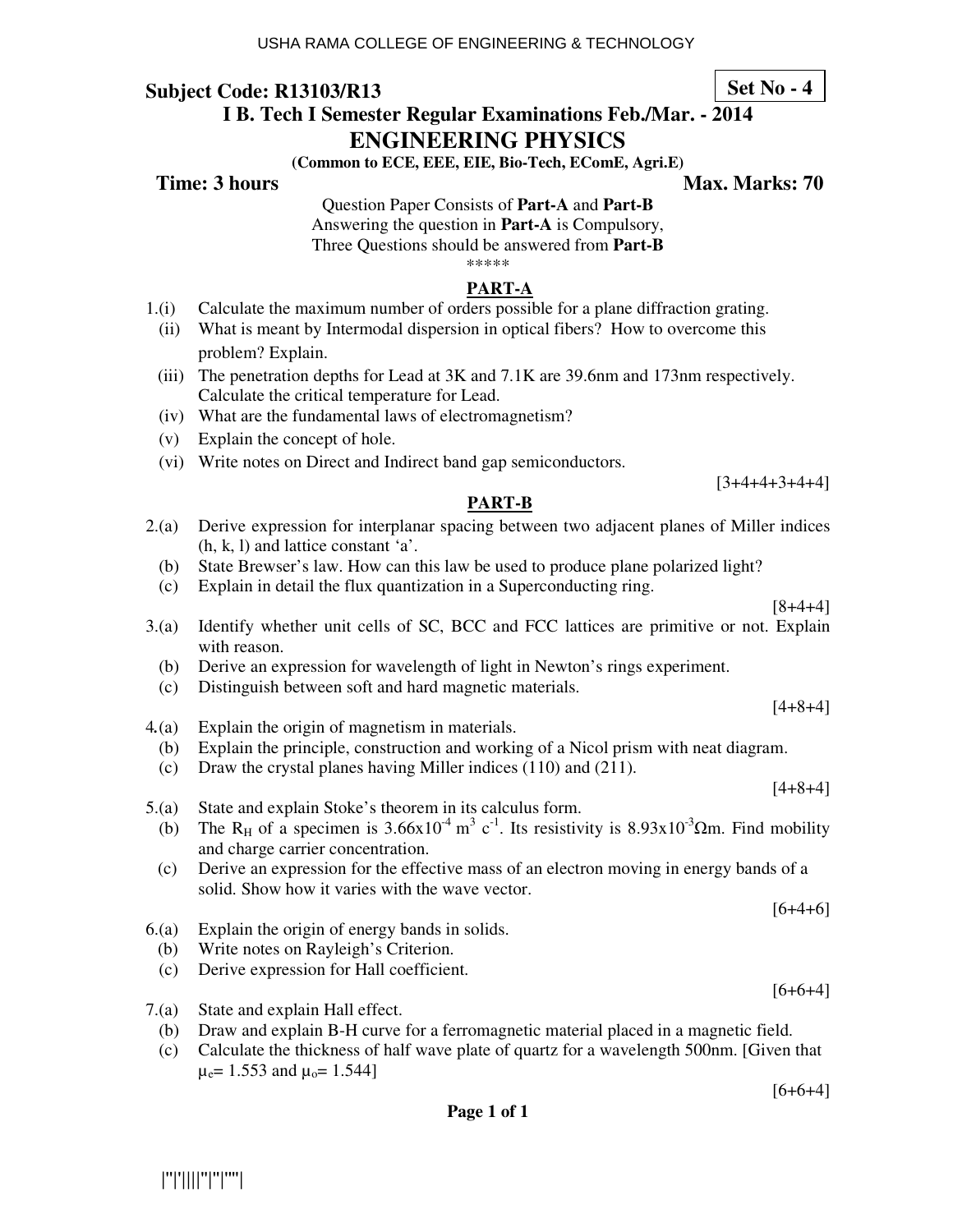USHA RAMA COLLEGE OF ENGINEERING & TECHNOLOGY

**Subject Code: R13103/R13** **Set No - 4**

**I B. Tech I Semester Regular Examinations Feb./Mar. - 2014**

# ENGINEERING PHYSICS

**(Common to ECE, EEE, EIE, Bio-Tech, EComE, Agri.E)**

**Time: 3 hours** **Max. Marks: 70**

Question Paper Consists of **Part-A** and **Part-B**
Answering the question in **Part-A** is Compulsory,
Three Questions should be answered from **Part-B**

*****

## PART-A

1.(i) Calculate the maximum number of orders possible for a plane diffraction grating.

(ii) What is meant by Intermodal dispersion in optical fibers? How to overcome this problem? Explain.

(iii) The penetration depths for Lead at 3K and 7.1K are 39.6nm and 173nm respectively. Calculate the critical temperature for Lead.

(iv) What are the fundamental laws of electromagnetism?

(v) Explain the concept of hole.

(vi) Write notes on Direct and Indirect band gap semiconductors.

[3+4+4+3+4+4]

## PART-B

2.(a) Derive expression for interplanar spacing between two adjacent planes of Miller indices (h, k, l) and lattice constant 'a'.

(b) State Brewser's law. How can this law be used to produce plane polarized light?

(c) Explain in detail the flux quantization in a Superconducting ring.

[8+4+4]

3.(a) Identify whether unit cells of SC, BCC and FCC lattices are primitive or not. Explain with reason.

(b) Derive an expression for wavelength of light in Newton's rings experiment.

(c) Distinguish between soft and hard magnetic materials.

[4+8+4]

4.(a) Explain the origin of magnetism in materials.

(b) Explain the principle, construction and working of a Nicol prism with neat diagram.

(c) Draw the crystal planes having Miller indices (110) and (211).

[4+8+4]

5.(a) State and explain Stoke's theorem in its calculus form.

(b) The $R_H$ of a specimen is $3.66 \times 10^{-4}$ $m^3$ $c^{-1}$. Its resistivity is $8.93 \times 10^{-3}\Omega$m. Find mobility and charge carrier concentration.

(c) Derive an expression for the effective mass of an electron moving in energy bands of a solid. Show how it varies with the wave vector.

[6+4+6]

6.(a) Explain the origin of energy bands in solids.

(b) Write notes on Rayleigh's Criterion.

(c) Derive expression for Hall coefficient.

[6+6+4]

7.(a) State and explain Hall effect.

(b) Draw and explain B-H curve for a ferromagnetic material placed in a magnetic field.

(c) Calculate the thickness of half wave plate of quartz for a wavelength 500nm. [Given that $\mu_e$= 1.553 and $\mu_o$= 1.544]

[6+6+4]